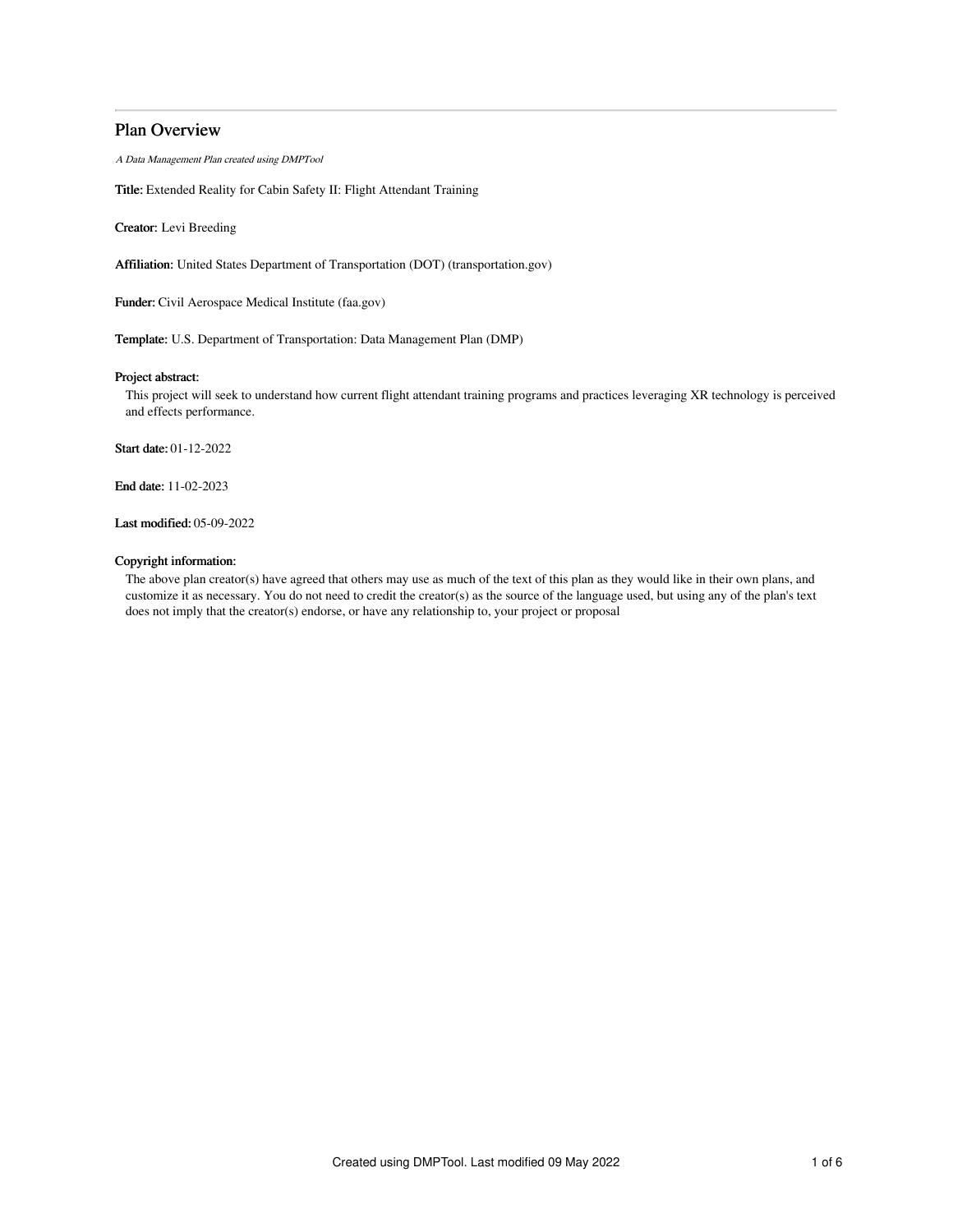## Plan Overview

*A Data Management Plan created using DMPTool*

**Title:** Extended Reality for Cabin Safety II: Flight Attendant Training

**Creator:** Levi Breeding

**Affiliation:** United States Department of Transportation (DOT) (transportation.gov)

**Funder:** Civil Aerospace Medical Institute (faa.gov)

**Template:** U.S. Department of Transportation: Data Management Plan (DMP)

**Project abstract:**

This project will seek to understand how current flight attendant training programs and practices leveraging XR technology is perceived and effects performance.

**Start date:** 01-12-2022

**End date:** 11-02-2023

**Last modified:** 05-09-2022

**Copyright information:**

The above plan creator(s) have agreed that others may use as much of the text of this plan as they would like in their own plans, and customize it as necessary. You do not need to credit the creator(s) as the source of the language used, but using any of the plan's text does not imply that the creator(s) endorse, or have any relationship to, your project or proposal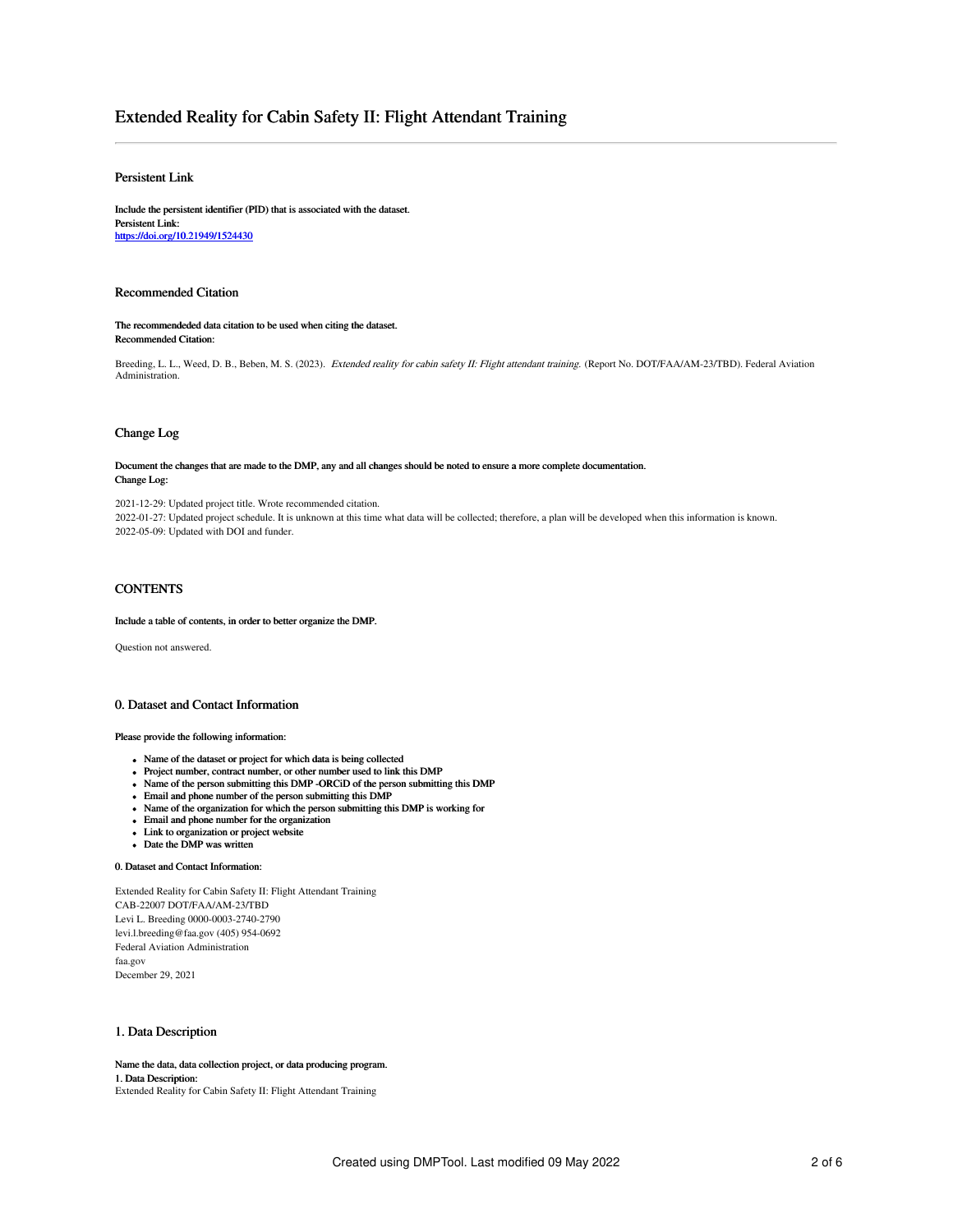# Extended Reality for Cabin Safety II: Flight Attendant Training

## Persistent Link

**Include the persistent identifier (PID) that is associated with the dataset.**
**Persistent Link:**
https://doi.org/10.21949/1524430

## Recommended Citation

**The recommendeded data citation to be used when citing the dataset.**
**Recommended Citation:**

Breeding, L. L., Weed, D. B., Beben, M. S. (2023). *Extended reality for cabin safety II: Flight attendant training.* (Report No. DOT/FAA/AM-23/TBD). Federal Aviation Administration.

## Change Log

**Document the changes that are made to the DMP, any and all changes should be noted to ensure a more complete documentation.**
**Change Log:**

2021-12-29: Updated project title. Wrote recommended citation.
2022-01-27: Updated project schedule. It is unknown at this time what data will be collected; therefore, a plan will be developed when this information is known.
2022-05-09: Updated with DOI and funder.

## CONTENTS

**Include a table of contents, in order to better organize the DMP.**

Question not answered.

## 0. Dataset and Contact Information

**Please provide the following information:**

- **Name of the dataset or project for which data is being collected**
- **Project number, contract number, or other number used to link this DMP**
- **Name of the person submitting this DMP -ORCiD of the person submitting this DMP**
- **Email and phone number of the person submitting this DMP**
- **Name of the organization for which the person submitting this DMP is working for**
- **Email and phone number for the organization**
- **Link to organization or project website**
- **Date the DMP was written**

**0. Dataset and Contact Information:**

Extended Reality for Cabin Safety II: Flight Attendant Training
CAB-22007 DOT/FAA/AM-23/TBD
Levi L. Breeding 0000-0003-2740-2790
levi.l.breeding@faa.gov (405) 954-0692
Federal Aviation Administration
faa.gov
December 29, 2021

## 1. Data Description

**Name the data, data collection project, or data producing program.**
**1. Data Description:**
Extended Reality for Cabin Safety II: Flight Attendant Training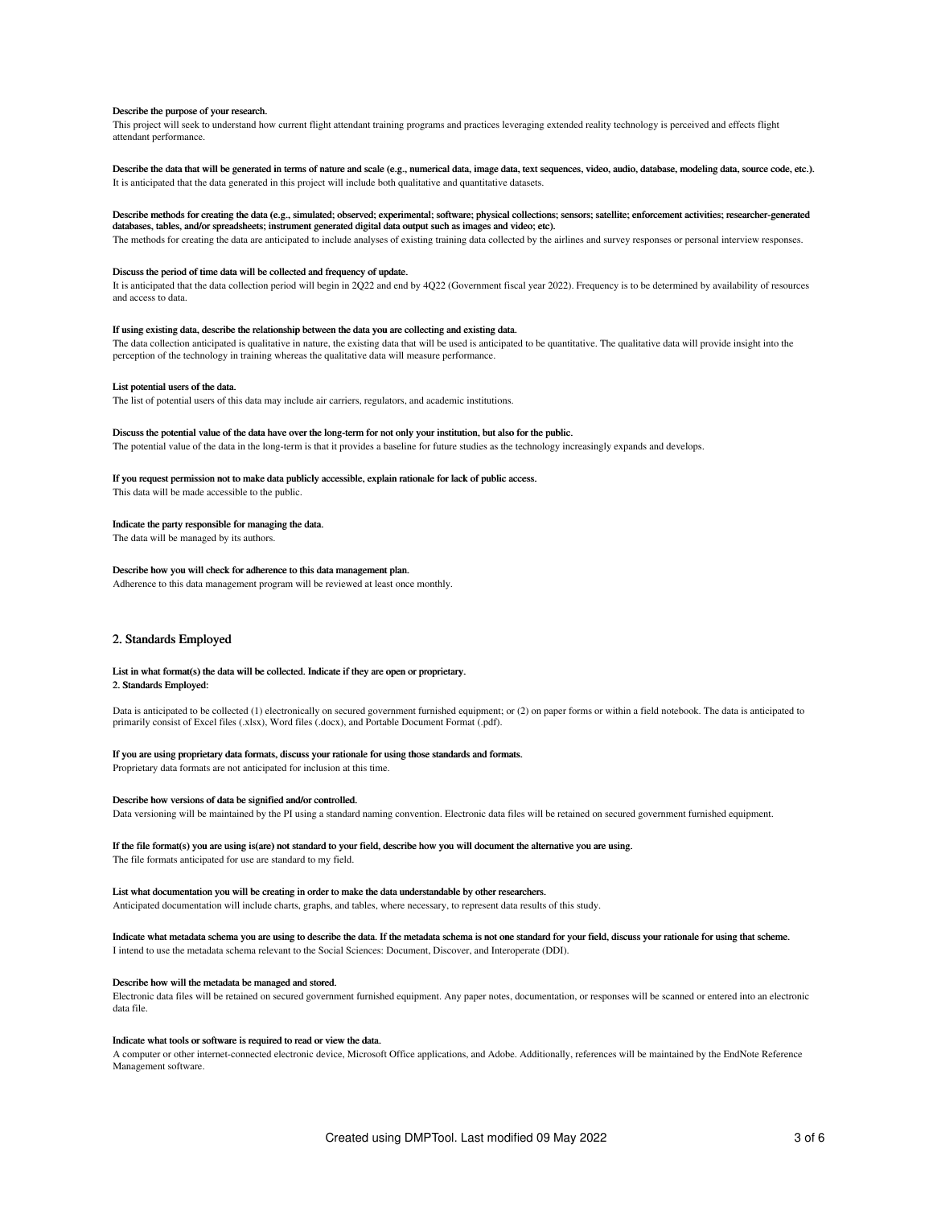**Describe the purpose of your research.**

This project will seek to understand how current flight attendant training programs and practices leveraging extended reality technology is perceived and effects flight attendant performance.

**Describe the data that will be generated in terms of nature and scale (e.g., numerical data, image data, text sequences, video, audio, database, modeling data, source code, etc.).**

It is anticipated that the data generated in this project will include both qualitative and quantitative datasets.

**Describe methods for creating the data (e.g., simulated; observed; experimental; software; physical collections; sensors; satellite; enforcement activities; researcher-generated databases, tables, and/or spreadsheets; instrument generated digital data output such as images and video; etc).**

The methods for creating the data are anticipated to include analyses of existing training data collected by the airlines and survey responses or personal interview responses.

**Discuss the period of time data will be collected and frequency of update.**

It is anticipated that the data collection period will begin in 2Q22 and end by 4Q22 (Government fiscal year 2022). Frequency is to be determined by availability of resources and access to data.

**If using existing data, describe the relationship between the data you are collecting and existing data.**

The data collection anticipated is qualitative in nature, the existing data that will be used is anticipated to be quantitative. The qualitative data will provide insight into the perception of the technology in training whereas the qualitative data will measure performance.

**List potential users of the data.**

The list of potential users of this data may include air carriers, regulators, and academic institutions.

**Discuss the potential value of the data have over the long-term for not only your institution, but also for the public.**

The potential value of the data in the long-term is that it provides a baseline for future studies as the technology increasingly expands and develops.

**If you request permission not to make data publicly accessible, explain rationale for lack of public access.**

This data will be made accessible to the public.

**Indicate the party responsible for managing the data.**

The data will be managed by its authors.

**Describe how you will check for adherence to this data management plan.**

Adherence to this data management program will be reviewed at least once monthly.

## 2. Standards Employed

**List in what format(s) the data will be collected. Indicate if they are open or proprietary.**

**2. Standards Employed:**

Data is anticipated to be collected (1) electronically on secured government furnished equipment; or (2) on paper forms or within a field notebook. The data is anticipated to primarily consist of Excel files (.xlsx), Word files (.docx), and Portable Document Format (.pdf).

**If you are using proprietary data formats, discuss your rationale for using those standards and formats.**

Proprietary data formats are not anticipated for inclusion at this time.

**Describe how versions of data be signified and/or controlled.**

Data versioning will be maintained by the PI using a standard naming convention. Electronic data files will be retained on secured government furnished equipment.

**If the file format(s) you are using is(are) not standard to your field, describe how you will document the alternative you are using.**

The file formats anticipated for use are standard to my field.

**List what documentation you will be creating in order to make the data understandable by other researchers.**

Anticipated documentation will include charts, graphs, and tables, where necessary, to represent data results of this study.

**Indicate what metadata schema you are using to describe the data. If the metadata schema is not one standard for your field, discuss your rationale for using that scheme.**

I intend to use the metadata schema relevant to the Social Sciences: Document, Discover, and Interoperate (DDI).

**Describe how will the metadata be managed and stored.**

Electronic data files will be retained on secured government furnished equipment. Any paper notes, documentation, or responses will be scanned or entered into an electronic data file.

**Indicate what tools or software is required to read or view the data.**

A computer or other internet-connected electronic device, Microsoft Office applications, and Adobe. Additionally, references will be maintained by the EndNote Reference Management software.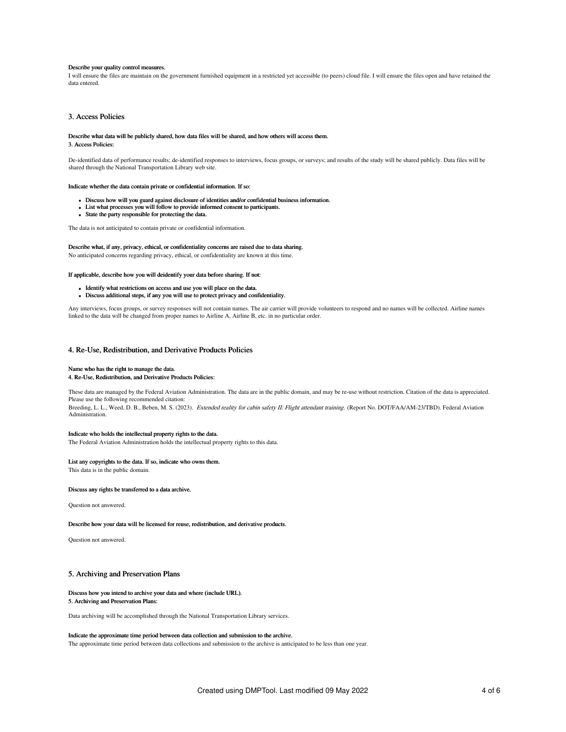**Describe your quality control measures.**

I will ensure the files are maintain on the government furnished equipment in a restricted yet accessible (to peers) cloud file. I will ensure the files open and have retained the data entered.

## 3. Access Policies

**Describe what data will be publicly shared, how data files will be shared, and how others will access them.**

**3. Access Policies:**

De-identified data of performance results; de-identified responses to interviews, focus groups, or surveys; and results of the study will be shared publicly. Data files will be shared through the National Transportation Library web site.

**Indicate whether the data contain private or confidential information. If so:**

- **Discuss how will you guard against disclosure of identities and/or confidential business information.**
- **List what processes you will follow to provide informed consent to participants.**
- **State the party responsible for protecting the data.**

The data is not anticipated to contain private or confidential information.

**Describe what, if any, privacy, ethical, or confidentiality concerns are raised due to data sharing.**

No anticipated concerns regarding privacy, ethical, or confidentiality are known at this time.

**If applicable, describe how you will deidentify your data before sharing. If not:**

- **Identify what restrictions on access and use you will place on the data.**
- **Discuss additional steps, if any you will use to protect privacy and confidentiality.**

Any interviews, focus groups, or survey responses will not contain names. The air carrier will provide volunteers to respond and no names will be collected. Airline names linked to the data will be changed from proper names to Airline A, Airline B, etc. in no particular order.

## 4. Re-Use, Redistribution, and Derivative Products Policies

**Name who has the right to manage the data.**

**4. Re-Use, Redistribution, and Derivative Products Policies:**

These data are managed by the Federal Aviation Administration. The data are in the public domain, and may be re-use without restriction. Citation of the data is appreciated. Please use the following recommended citation:

Breeding, L. L., Weed, D. B., Beben, M. S. (2023). *Extended reality for cabin safety II: Flight attendant training.* (Report No. DOT/FAA/AM-23/TBD). Federal Aviation Administration.

**Indicate who holds the intellectual property rights to the data.**

The Federal Aviation Administration holds the intellectual property rights to this data.

**List any copyrights to the data. If so, indicate who owns them.**

This data is in the public domain.

**Discuss any rights be transferred to a data archive.**

Question not answered.

**Describe how your data will be licensed for reuse, redistribution, and derivative products.**

Question not answered.

## 5. Archiving and Preservation Plans

**Discuss how you intend to archive your data and where (include URL).**

**5. Archiving and Preservation Plans:**

Data archiving will be accomplished through the National Transportation Library services.

**Indicate the approximate time period between data collection and submission to the archive.**

The approximate time period between data collections and submission to the archive is anticipated to be less than one year.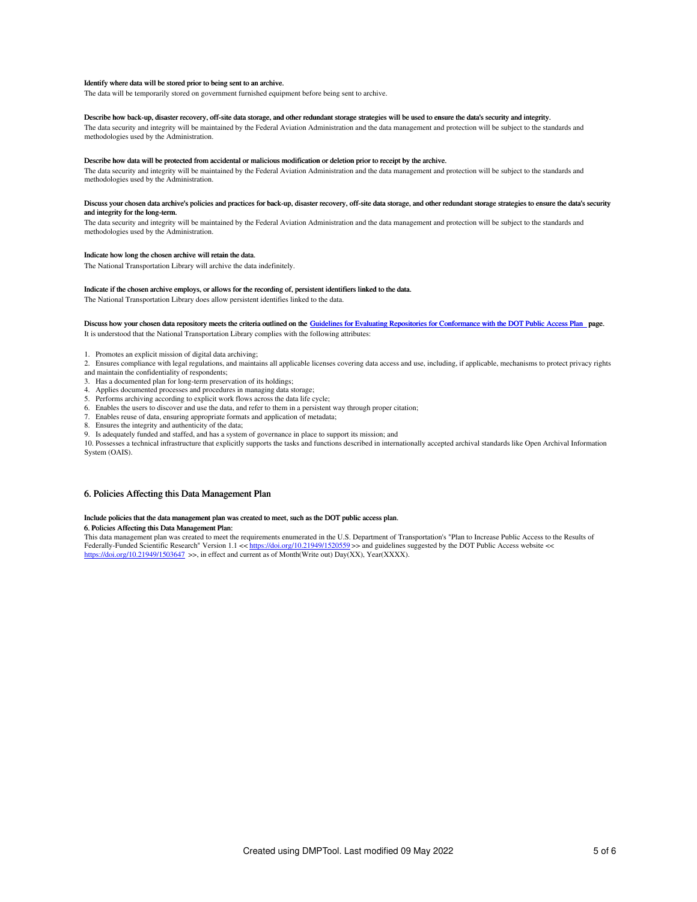**Identify where data will be stored prior to being sent to an archive.**

The data will be temporarily stored on government furnished equipment before being sent to archive.

**Describe how back-up, disaster recovery, off-site data storage, and other redundant storage strategies will be used to ensure the data's security and integrity.**

The data security and integrity will be maintained by the Federal Aviation Administration and the data management and protection will be subject to the standards and methodologies used by the Administration.

**Describe how data will be protected from accidental or malicious modification or deletion prior to receipt by the archive.**

The data security and integrity will be maintained by the Federal Aviation Administration and the data management and protection will be subject to the standards and methodologies used by the Administration.

**Discuss your chosen data archive's policies and practices for back-up, disaster recovery, off-site data storage, and other redundant storage strategies to ensure the data's security and integrity for the long-term.**

The data security and integrity will be maintained by the Federal Aviation Administration and the data management and protection will be subject to the standards and methodologies used by the Administration.

**Indicate how long the chosen archive will retain the data.**

The National Transportation Library will archive the data indefinitely.

**Indicate if the chosen archive employs, or allows for the recording of, persistent identifiers linked to the data.**

The National Transportation Library does allow persistent identifies linked to the data.

**Discuss how your chosen data repository meets the criteria outlined on the [Guidelines for Evaluating Repositories for Conformance with the DOT Public Access Plan](#) page.**

It is understood that the National Transportation Library complies with the following attributes:

1. Promotes an explicit mission of digital data archiving;
2. Ensures compliance with legal regulations, and maintains all applicable licenses covering data access and use, including, if applicable, mechanisms to protect privacy rights and maintain the confidentiality of respondents;
3. Has a documented plan for long-term preservation of its holdings;
4. Applies documented processes and procedures in managing data storage;
5. Performs archiving according to explicit work flows across the data life cycle;
6. Enables the users to discover and use the data, and refer to them in a persistent way through proper citation;
7. Enables reuse of data, ensuring appropriate formats and application of metadata;
8. Ensures the integrity and authenticity of the data;
9. Is adequately funded and staffed, and has a system of governance in place to support its mission; and
10. Possesses a technical infrastructure that explicitly supports the tasks and functions described in internationally accepted archival standards like Open Archival Information System (OAIS).

## 6. Policies Affecting this Data Management Plan

**Include policies that the data management plan was created to meet, such as the DOT public access plan.**

**6. Policies Affecting this Data Management Plan:**

This data management plan was created to meet the requirements enumerated in the U.S. Department of Transportation's "Plan to Increase Public Access to the Results of Federally-Funded Scientific Research" Version 1.1 << https://doi.org/10.21949/1520559 >> and guidelines suggested by the DOT Public Access website << https://doi.org/10.21949/1503647 >>, in effect and current as of Month(Write out) Day(XX), Year(XXXX).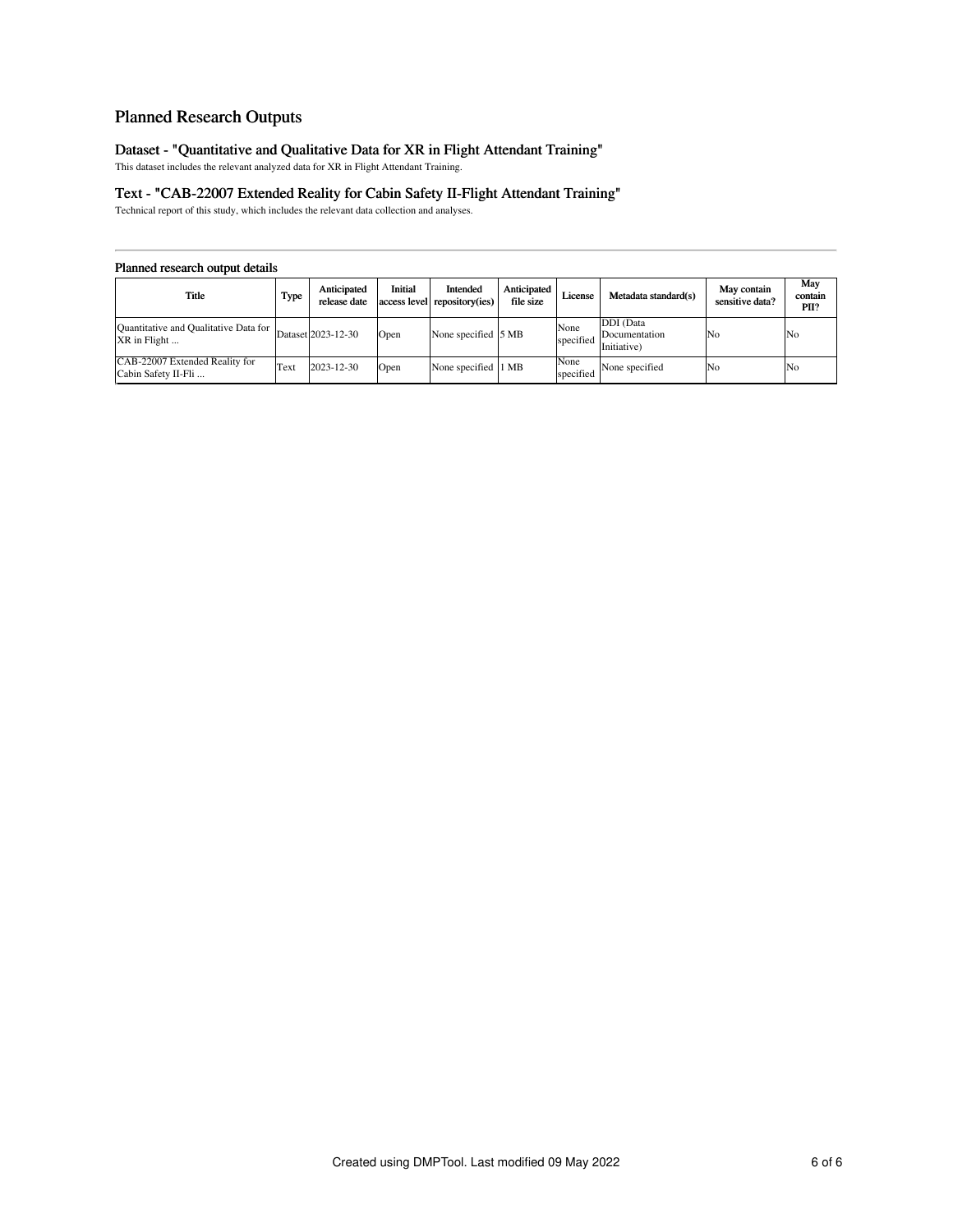## Planned Research Outputs

### Dataset - "Quantitative and Qualitative Data for XR in Flight Attendant Training"

This dataset includes the relevant analyzed data for XR in Flight Attendant Training.

### Text - "CAB-22007 Extended Reality for Cabin Safety II-Flight Attendant Training"

Technical report of this study, which includes the relevant data collection and analyses.

---

#### Planned research output details

| Title | Type | Anticipated release date | Initial access level | Intended repository(ies) | Anticipated file size | License | Metadata standard(s) | May contain sensitive data? | May contain PII? |
|---|---|---|---|---|---|---|---|---|---|
| Quantitative and Qualitative Data for XR in Flight ... | Dataset | 2023-12-30 | Open | None specified | 5 MB | None specified | DDI (Data Documentation Initiative) | No | No |
| CAB-22007 Extended Reality for Cabin Safety II-Fli ... | Text | 2023-12-30 | Open | None specified | 1 MB | None specified | None specified | No | No |

Created using DMPTool. Last modified 09 May 2022